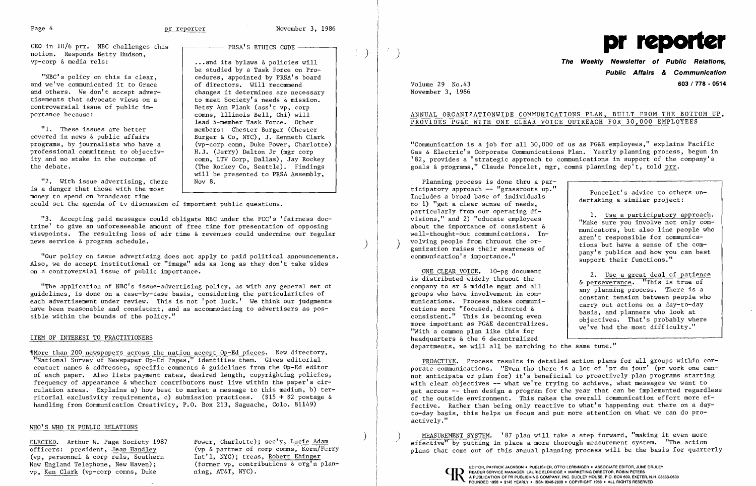CEO in 10/6 prr. NBC challenges this notion. Responds Betty Hudson, vp-corp & media rels:

"NBC's policy on this is clear, and we've communicated it to Grace and others. We don't accept advertisements that advocate views on a controversial issue of public importance because:

"1. These issues are better covered in news & public affairs programs, by journalists who have a professional commitment to objectivity and no stake in the outcome of the debate.

"2. With issue advertising, there is a danger that those with the most money to spend on broadcast time could set the agenda of tv discussion of important public questions.

"3. Accepting paid messages could obligate NBC under the FCC's 'fairness doctrine' to give an unforeseeable amount of free time for presentation of opposing viewpoints. The resulting loss of air time & revenues could undermine our regular news service & program schedule.

"Our policy on issue advertising does not apply to paid political announcements. Also, we do accept institutional or "image" ads as long as they don't take sides on a controversial issue of public importance.

"The application of NBC's issue-advertising policy, as with any general set of guidelines, is done on a case-by-case basis, considering the particularities of each advertisement under review. This is not 'pot luck.' We think our judgments have been reasonable and consistent, and as accommodating to advertisers as possible within the bounds of the policy."

**PRSA'S ETHICS CODE**

...and its bylaws & policies will be studied by a Task Force on Procedures, appointed by PRSA's board of directors. Will recommend changes it determines are necessary to meet Society's needs & mission. Betsy Ann Plank (ass't vp, corp comns, Illinois Bell, Chi) will lead 5-member Task Force. Other members: Chester Burger (Chester Burger & Co, NYC), J. Kenneth Clark (vp-corp comn, Duke Power, Charlotte) H.J. (Jerry) Dalton Jr (mgr corp comn, LTV Corp, Dallas), Jay Rockey (The Rockey Co, Seattle). Findings will be presented to PRSA Assembly, Nov 8.

## ITEM OF INTEREST TO PRACTITIONERS

¶More than 200 newspapers across the nation accept Op-Ed pieces. New directory, "National Survey of Newspaper Op-Ed Pages," identifies them. Gives editorial contact names & addresses, specific comments & guidelines from the Op-Ed editor of each paper. Also lists payment rates, desired length, copyrighting policies, frequency of appearance & whether contributors must live within the paper's circulation areas. Explains a) how best to market a message to this medium, b) territorial exclusivity requirements, c) submission practices. ($15 + $2 postage & handling from Communication Creativity, P.O. Box 213, Saguache, Colo. 81149)

## WHO'S WHO IN PUBLIC RELATIONS

ELECTED. Arthur W. Page Society 1987 officers: president, Jean Handley (vp, personnel & corp rels, Southern New England Telephone, New Haven); vp, Ken Clark (vp-corp comns, Duke Power, Charlotte); sec'y, Lucie Adam (vp & partner of corp comns, Korn/Ferry Int'l, NYC); treas, Robert Ehinger (former vp, contributions & org'n planning, AT&T, NYC).

# pr reporter

**The Weekly Newsletter of Public Relations, Public Affairs & Communication**

**603 / 778 - 0514**

Volume 29 No.43
November 3, 1986

## ANNUAL ORGANIZATIONWIDE COMMUNICATIONS PLAN, BUILT FROM THE BOTTOM UP, PROVIDES PG&E WITH ONE CLEAR VOICE OUTREACH FOR 30,000 EMPLOYEES

"Communication is a job for all 30,000 of us as PG&E employees," explains Pacific Gas & Electric's Corporate Communications Plan. Yearly planning process, begun in '82, provides a "strategic approach to communications in support of the company's goals & programs," Claude Poncelet, mgr, comns planning dep't, told prr.

Planning process is done thru a participatory approach -- "grassroots up." Includes a broad base of individuals to 1) "get a clear sense of needs, particularly from our operating divisions," and 2) "educate employees about the importance of consistent & well-thought-out communications. Involving people from thruout the organization raises their awareness of communication's importance."

ONE CLEAR VOICE. 10-pg document is distributed widely thruout the company to sr & middle mgmt and all groups who have involvement in communications. Process makes communications more "focused, directed & consistent." This is becoming even more important as PG&E decentralizes. "With a common plan like this for headquarters & the 6 decentralized departments, we will all be marching to the same tune."

> Poncelet's advice to others undertaking a similar project:
>
> 1. Use a participatory approach. "Make sure you involve not only communicators, but also line people who aren't responsible for communications but have a sense of the company's publics and how you can best support their functions."
>
> 2. Use a great deal of patience & perseverance. "This is true of any planning process. There is a constant tension between people who carry out actions on a day-to-day basis, and planners who look at objectives. That's probably where we've had the most difficulty."

PROACTIVE. Process results in detailed action plans for all groups within corporate communications. "Even tho there is a lot of 'pr du jour' (pr work one cannot anticipate or plan for) it's beneficial to proactively plan programs starting with clear objectives -- what we're trying to achieve, what messages we want to get across -- then design a program for the year that can be implemented regardless of the outside environment. This makes the overall communication effort more effective. Rather than being only reactive to what's happening out there on a day-to-day basis, this helps us focus and put more attention on what we can do proactively."

MEASUREMENT SYSTEM. '87 plan will take a step forward, "making it even more effective" by putting in place a more thorough measurement system. "The action plans that come out of this annual planning process will be the basis for quarterly

EDITOR, PATRICK JACKSON • PUBLISHER, OTTO LERBINGER • ASSOCIATE EDITOR, JUNE DRULEY
READER SERVICE MANAGER, LAURIE ELDRIDGE • MARKETING DIRECTOR, ROBIN PETERS
A PUBLICATION OF PR PUBLISHING COMPANY, INC. DUDLEY HOUSE, P.O. BOX 600, EXETER, N.H. 03833-0600
FOUNDED 1958 • $145 YEARLY • ISSN 0048-2609 • COPYRIGHT 1986 • ALL RIGHTS RESERVED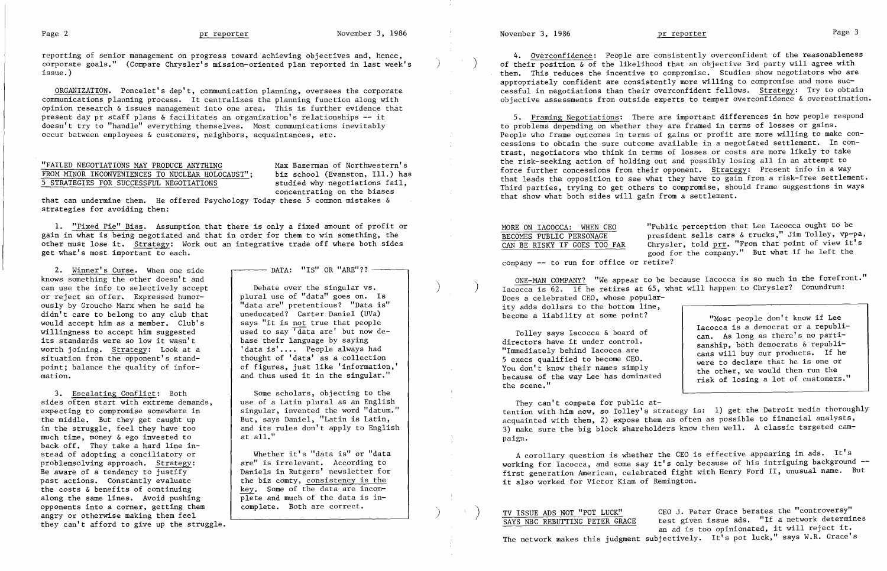reporting of senior management on progress toward achieving objectives and, hence, corporate goals." (Compare Chrysler's mission-oriented plan reported in last week's issue.)

ORGANIZATION. Poncelet's dep't, communication planning, oversees the corporate communications planning process. It centralizes the planning function along with opinion research & issues management into one area. This is further evidence that present day pr staff plans & facilitates an organization's relationships -- it doesn't try to "handle" everything themselves. Most communications inevitably occur between employees & customers, neighbors, acquaintances, etc.

## "FAILED NEGOTIATIONS MAY PRODUCE ANYTHING FROM MINOR INCONVENIENCES TO NUCLEAR HOLOCAUST"; 5 STRATEGIES FOR SUCCESSFUL NEGOTIATIONS

Max Bazerman of Northwestern's biz school (Evanston, Ill.) has studied why negotiations fail, concentrating on the biases that can undermine them. He offered Psychology Today these 5 common mistakes & strategies for avoiding them:

1. "Fixed Pie" Bias. Assumption that there is only a fixed amount of profit or gain in what is being negotiated and that in order for them to win something, the other must lose it. Strategy: Work out an integrative trade off where both sides get what's most important to each.

2. Winner's Curse. When one side knows something the other doesn't and can use the info to selectively accept or reject an offer. Expressed humorously by Groucho Marx when he said he didn't care to belong to any club that would accept him as a member. Club's willingness to accept him suggested its standards were so low it wasn't worth joining. Strategy: Look at a situation from the opponent's standpoint; balance the quality of information.

3. Escalating Conflict: Both sides often start with extreme demands, expecting to compromise somewhere in the middle. But they get caught up in the struggle, feel they have too much time, money & ego invested to back off. They take a hard line instead of adopting a conciliatory or problemsolving approach. Strategy: Be aware of a tendency to justify past actions. Constantly evaluate the costs & benefits of continuing along the same lines. Avoid pushing opponents into a corner, getting them angry or otherwise making them feel they can't afford to give up the struggle.

4. Overconfidence: People are consistently overconfident of the reasonableness of their position & of the likelihood that an objective 3rd party will agree with them. This reduces the incentive to compromise. Studies show negotiators who are appropriately confident are consistently more willing to compromise and more successful in negotiations than their overconfident fellows. Strategy: Try to obtain objective assessments from outside experts to temper overconfidence & overestimation.

5. Framing Negotiations: There are important differences in how people respond to problems depending on whether they are framed in terms of losses or gains. People who frame outcomes in terms of gains or profit are more willing to make concessions to obtain the sure outcome available in a negotiated settlement. In contrast, negotiators who think in terms of losses or costs are more likely to take the risk-seeking action of holding out and possibly losing all in an attempt to force further concessions from their opponent. Strategy: Present info in a way that leads the opposition to see what they have to gain from a risk-free settlement. Third parties, trying to get others to compromise, should frame suggestions in ways that show what both sides will gain from a settlement.

### DATA: "IS" OR "ARE"??

Debate over the singular vs. plural use of "data" goes on. Is "data are" pretentious? "Data is" uneducated? Carter Daniel (UVa) says "it is not true that people used to say 'data are' but now debase their language by saying 'data is'.... People always had thought of 'data' as a collection of figures, just like 'information,' and thus used it in the singular."

Some scholars, objecting to the use of a Latin plural as an English singular, invented the word "datum." But, says Daniel, "Latin is Latin, and its rules don't apply to English at all."

Whether it's "data is" or "data are" is irrelevant. According to Daniels in Rutgers' newsletter for the biz comty, consistency is the key. Some of the data are incomplete and much of the data is incomplete. Both are correct.

## MORE ON IACOCCA: WHEN CEO BECOMES PUBLIC PERSONAGE CAN BE RISKY IF GOES TOO FAR

"Public perception that Lee Iacocca ought to be president sells cars & trucks," Jim Tolley, vp-pa, Chrysler, told prr. "From that point of view it's good for the company." But what if he left the company -- to run for office or retire?

ONE-MAN COMPANY? "We appear to be because Iacocca is so much in the forefront." Iacocca is 62. If he retires at 65, what will happen to Chrysler? Conundrum: Does a celebrated CEO, whose popularity adds dollars to the bottom line, become a liability at some point?

Tolley says Iacocca & board of directors have it under control. "Immediately behind Iacocca are 5 execs qualified to become CEO. You don't know their names simply because of the way Lee has dominated the scene."

> "Most people don't know if Lee Iacocca is a democrat or a republican. As long as there's no partisanship, both democrats & republicans will buy our products. If he were to declare that he is one or the other, we would then run the risk of losing a lot of customers."

They can't compete for public attention with him now, so Tolley's strategy is: 1) get the Detroit media thoroughly acquainted with them, 2) expose them as often as possible to financial analysts, 3) make sure the big block shareholders know them well. A classic targeted campaign.

A corollary question is whether the CEO is effective appearing in ads. It's working for Iacocca, and some say it's only because of his intriguing background -- first generation American, celebrated fight with Henry Ford II, unusual name. But it also worked for Victor Kiam of Remington.

## TV ISSUE ADS NOT "POT LUCK" SAYS NBC REBUTTING PETER GRACE

CEO J. Peter Grace berates the "controversy" test given issue ads. "If a network determines an ad is too opinionated, it will reject it. The network makes this judgment subjectively. It's pot luck," says W.R. Grace's